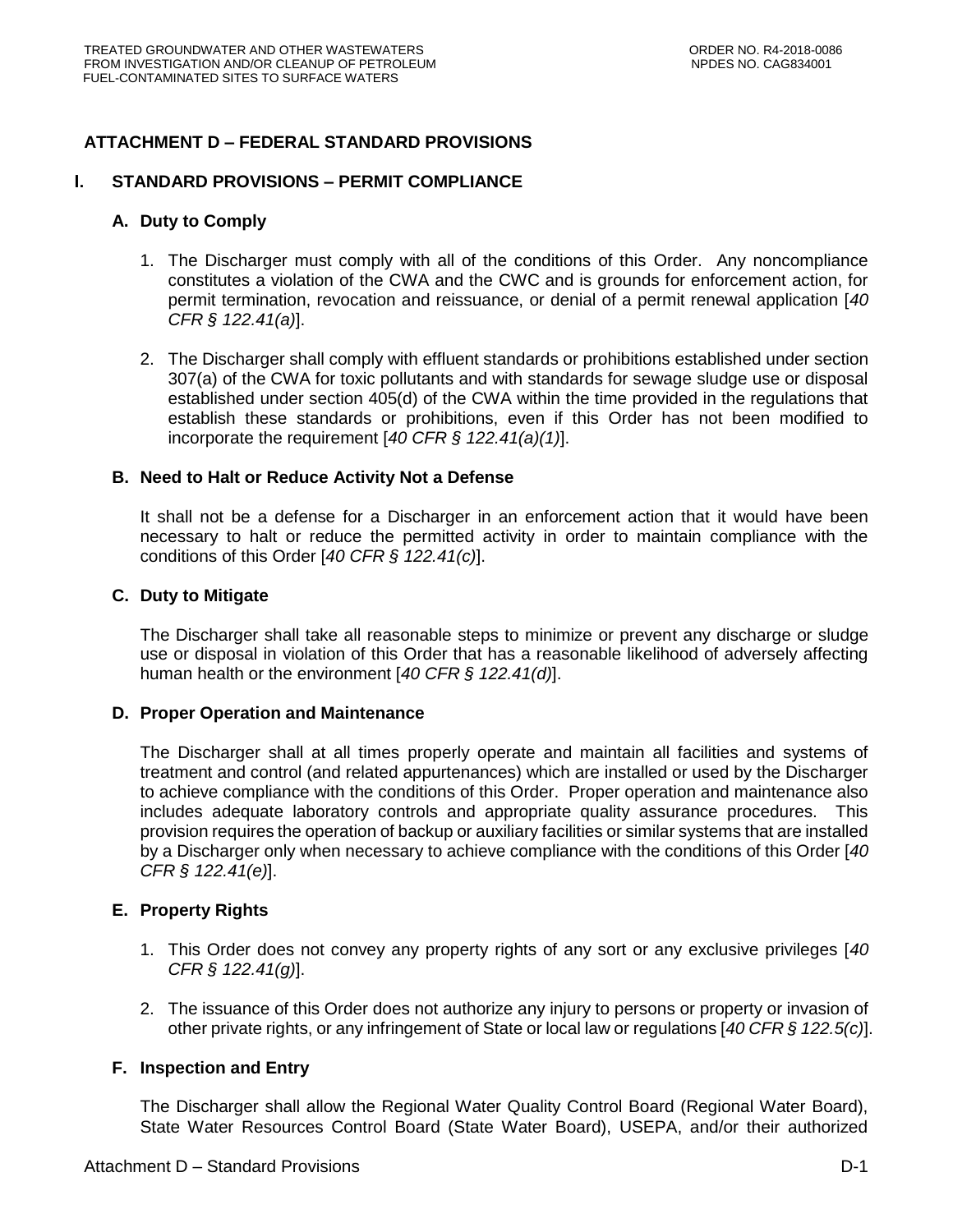# ATTACHMENT D – FEDERAL STANDARD PROVISIONS

## I. STANDARD PROVISIONS – PERMIT COMPLIANCE

### A. Duty to Comply

1. The Discharger must comply with all of the conditions of this Order. Any noncompliance constitutes a violation of the CWA and the CWC and is grounds for enforcement action, for permit termination, revocation and reissuance, or denial of a permit renewal application [*40 CFR § 122.41(a)*].

2. The Discharger shall comply with effluent standards or prohibitions established under section 307(a) of the CWA for toxic pollutants and with standards for sewage sludge use or disposal established under section 405(d) of the CWA within the time provided in the regulations that establish these standards or prohibitions, even if this Order has not been modified to incorporate the requirement [*40 CFR § 122.41(a)(1)*].

### B. Need to Halt or Reduce Activity Not a Defense

It shall not be a defense for a Discharger in an enforcement action that it would have been necessary to halt or reduce the permitted activity in order to maintain compliance with the conditions of this Order [*40 CFR § 122.41(c)*].

### C. Duty to Mitigate

The Discharger shall take all reasonable steps to minimize or prevent any discharge or sludge use or disposal in violation of this Order that has a reasonable likelihood of adversely affecting human health or the environment [*40 CFR § 122.41(d)*].

### D. Proper Operation and Maintenance

The Discharger shall at all times properly operate and maintain all facilities and systems of treatment and control (and related appurtenances) which are installed or used by the Discharger to achieve compliance with the conditions of this Order. Proper operation and maintenance also includes adequate laboratory controls and appropriate quality assurance procedures. This provision requires the operation of backup or auxiliary facilities or similar systems that are installed by a Discharger only when necessary to achieve compliance with the conditions of this Order [*40 CFR § 122.41(e)*].

### E. Property Rights

1. This Order does not convey any property rights of any sort or any exclusive privileges [*40 CFR § 122.41(g)*].

2. The issuance of this Order does not authorize any injury to persons or property or invasion of other private rights, or any infringement of State or local law or regulations [*40 CFR § 122.5(c)*].

### F. Inspection and Entry

The Discharger shall allow the Regional Water Quality Control Board (Regional Water Board), State Water Resources Control Board (State Water Board), USEPA, and/or their authorized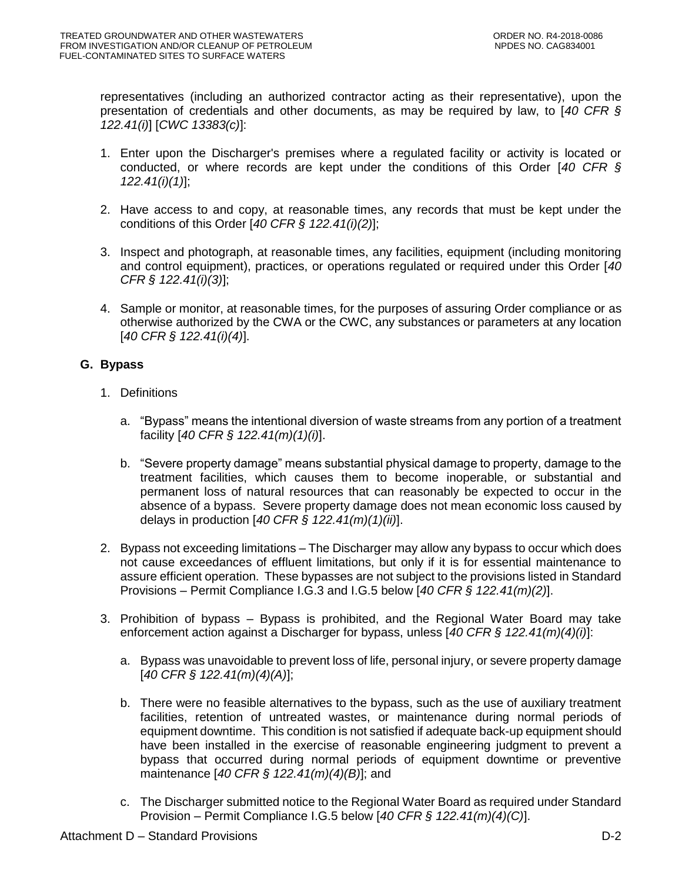representatives (including an authorized contractor acting as their representative), upon the presentation of credentials and other documents, as may be required by law, to [*40 CFR § 122.41(i)*] [*CWC 13383(c)*]:

1. Enter upon the Discharger's premises where a regulated facility or activity is located or conducted, or where records are kept under the conditions of this Order [*40 CFR § 122.41(i)(1)*];

2. Have access to and copy, at reasonable times, any records that must be kept under the conditions of this Order [*40 CFR § 122.41(i)(2)*];

3. Inspect and photograph, at reasonable times, any facilities, equipment (including monitoring and control equipment), practices, or operations regulated or required under this Order [*40 CFR § 122.41(i)(3)*];

4. Sample or monitor, at reasonable times, for the purposes of assuring Order compliance or as otherwise authorized by the CWA or the CWC, any substances or parameters at any location [*40 CFR § 122.41(i)(4)*].

**G. Bypass**

1. Definitions

   a. "Bypass" means the intentional diversion of waste streams from any portion of a treatment facility [*40 CFR § 122.41(m)(1)(i)*].

   b. "Severe property damage" means substantial physical damage to property, damage to the treatment facilities, which causes them to become inoperable, or substantial and permanent loss of natural resources that can reasonably be expected to occur in the absence of a bypass. Severe property damage does not mean economic loss caused by delays in production [*40 CFR § 122.41(m)(1)(ii)*].

2. Bypass not exceeding limitations – The Discharger may allow any bypass to occur which does not cause exceedances of effluent limitations, but only if it is for essential maintenance to assure efficient operation. These bypasses are not subject to the provisions listed in Standard Provisions – Permit Compliance I.G.3 and I.G.5 below [*40 CFR § 122.41(m)(2)*].

3. Prohibition of bypass – Bypass is prohibited, and the Regional Water Board may take enforcement action against a Discharger for bypass, unless [*40 CFR § 122.41(m)(4)(i)*]:

   a. Bypass was unavoidable to prevent loss of life, personal injury, or severe property damage [*40 CFR § 122.41(m)(4)(A)*];

   b. There were no feasible alternatives to the bypass, such as the use of auxiliary treatment facilities, retention of untreated wastes, or maintenance during normal periods of equipment downtime. This condition is not satisfied if adequate back-up equipment should have been installed in the exercise of reasonable engineering judgment to prevent a bypass that occurred during normal periods of equipment downtime or preventive maintenance [*40 CFR § 122.41(m)(4)(B)*]; and

   c. The Discharger submitted notice to the Regional Water Board as required under Standard Provision – Permit Compliance I.G.5 below [*40 CFR § 122.41(m)(4)(C)*].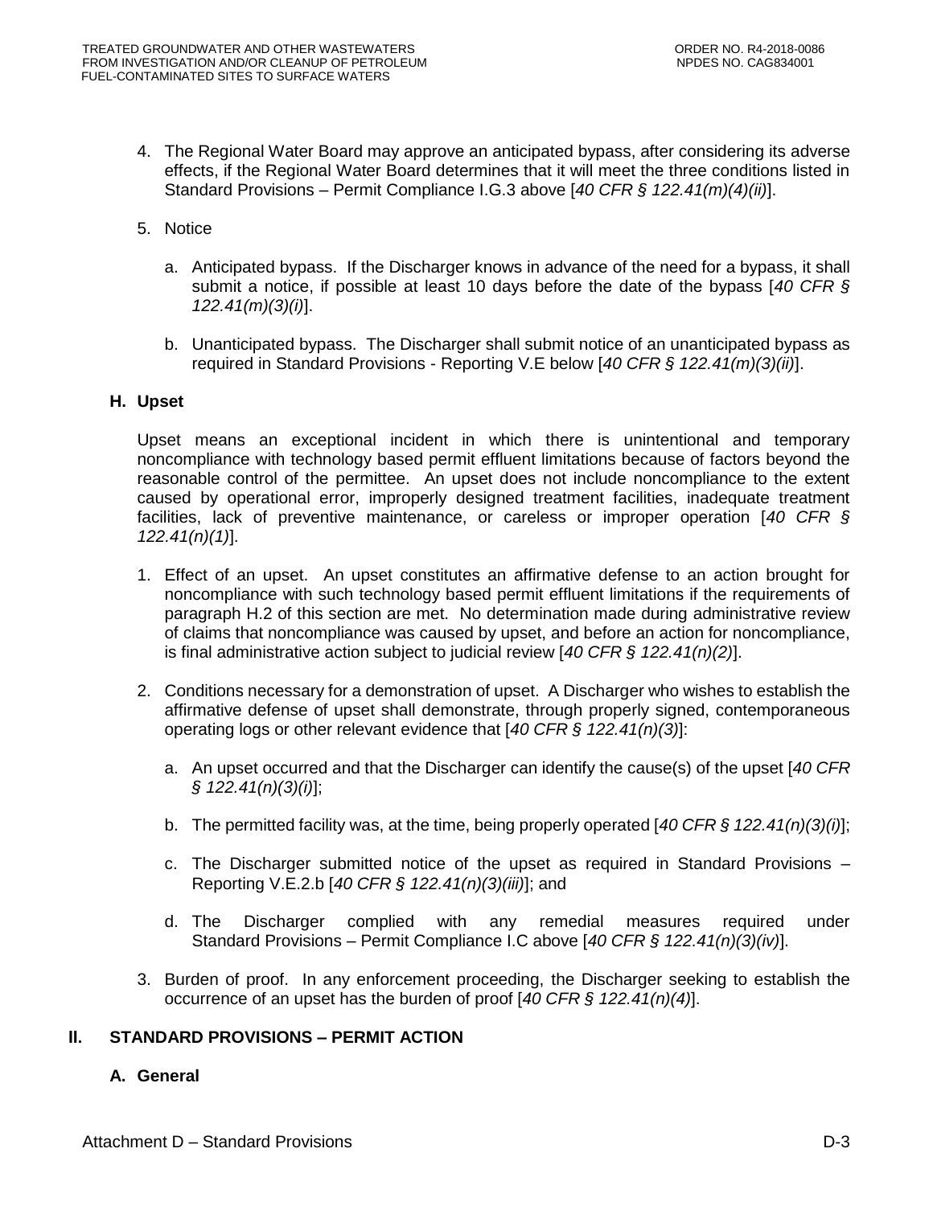4. The Regional Water Board may approve an anticipated bypass, after considering its adverse effects, if the Regional Water Board determines that it will meet the three conditions listed in Standard Provisions – Permit Compliance I.G.3 above [*40 CFR § 122.41(m)(4)(ii)*].

5. Notice

   a. Anticipated bypass. If the Discharger knows in advance of the need for a bypass, it shall submit a notice, if possible at least 10 days before the date of the bypass [*40 CFR § 122.41(m)(3)(i)*].

   b. Unanticipated bypass. The Discharger shall submit notice of an unanticipated bypass as required in Standard Provisions - Reporting V.E below [*40 CFR § 122.41(m)(3)(ii)*].

### H. Upset

Upset means an exceptional incident in which there is unintentional and temporary noncompliance with technology based permit effluent limitations because of factors beyond the reasonable control of the permittee. An upset does not include noncompliance to the extent caused by operational error, improperly designed treatment facilities, inadequate treatment facilities, lack of preventive maintenance, or careless or improper operation [*40 CFR § 122.41(n)(1)*].

1. Effect of an upset. An upset constitutes an affirmative defense to an action brought for noncompliance with such technology based permit effluent limitations if the requirements of paragraph H.2 of this section are met. No determination made during administrative review of claims that noncompliance was caused by upset, and before an action for noncompliance, is final administrative action subject to judicial review [*40 CFR § 122.41(n)(2)*].

2. Conditions necessary for a demonstration of upset. A Discharger who wishes to establish the affirmative defense of upset shall demonstrate, through properly signed, contemporaneous operating logs or other relevant evidence that [*40 CFR § 122.41(n)(3)*]:

   a. An upset occurred and that the Discharger can identify the cause(s) of the upset [*40 CFR § 122.41(n)(3)(i)*];

   b. The permitted facility was, at the time, being properly operated [*40 CFR § 122.41(n)(3)(i)*];

   c. The Discharger submitted notice of the upset as required in Standard Provisions – Reporting V.E.2.b [*40 CFR § 122.41(n)(3)(iii)*]; and

   d. The Discharger complied with any remedial measures required under Standard Provisions – Permit Compliance I.C above [*40 CFR § 122.41(n)(3)(iv)*].

3. Burden of proof. In any enforcement proceeding, the Discharger seeking to establish the occurrence of an upset has the burden of proof [*40 CFR § 122.41(n)(4)*].

## II. STANDARD PROVISIONS – PERMIT ACTION

### A. General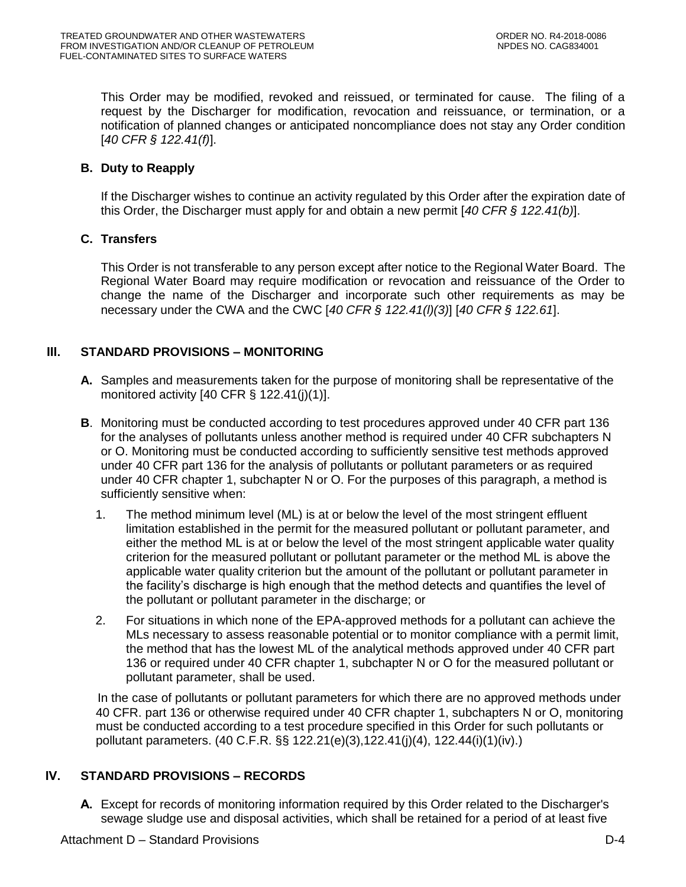This Order may be modified, revoked and reissued, or terminated for cause. The filing of a request by the Discharger for modification, revocation and reissuance, or termination, or a notification of planned changes or anticipated noncompliance does not stay any Order condition [*40 CFR § 122.41(f)*].

### B. Duty to Reapply

If the Discharger wishes to continue an activity regulated by this Order after the expiration date of this Order, the Discharger must apply for and obtain a new permit [*40 CFR § 122.41(b)*].

### C. Transfers

This Order is not transferable to any person except after notice to the Regional Water Board. The Regional Water Board may require modification or revocation and reissuance of the Order to change the name of the Discharger and incorporate such other requirements as may be necessary under the CWA and the CWC [*40 CFR § 122.41(l)(3)*] [*40 CFR § 122.61*].

## III. STANDARD PROVISIONS – MONITORING

**A.** Samples and measurements taken for the purpose of monitoring shall be representative of the monitored activity [40 CFR § 122.41(j)(1)].

**B**. Monitoring must be conducted according to test procedures approved under 40 CFR part 136 for the analyses of pollutants unless another method is required under 40 CFR subchapters N or O. Monitoring must be conducted according to sufficiently sensitive test methods approved under 40 CFR part 136 for the analysis of pollutants or pollutant parameters or as required under 40 CFR chapter 1, subchapter N or O. For the purposes of this paragraph, a method is sufficiently sensitive when:

1. The method minimum level (ML) is at or below the level of the most stringent effluent limitation established in the permit for the measured pollutant or pollutant parameter, and either the method ML is at or below the level of the most stringent applicable water quality criterion for the measured pollutant or pollutant parameter or the method ML is above the applicable water quality criterion but the amount of the pollutant or pollutant parameter in the facility's discharge is high enough that the method detects and quantifies the level of the pollutant or pollutant parameter in the discharge; or
2. For situations in which none of the EPA-approved methods for a pollutant can achieve the MLs necessary to assess reasonable potential or to monitor compliance with a permit limit, the method that has the lowest ML of the analytical methods approved under 40 CFR part 136 or required under 40 CFR chapter 1, subchapter N or O for the measured pollutant or pollutant parameter, shall be used.

In the case of pollutants or pollutant parameters for which there are no approved methods under 40 CFR. part 136 or otherwise required under 40 CFR chapter 1, subchapters N or O, monitoring must be conducted according to a test procedure specified in this Order for such pollutants or pollutant parameters. (40 C.F.R. §§ 122.21(e)(3),122.41(j)(4), 122.44(i)(1)(iv).)

## IV. STANDARD PROVISIONS – RECORDS

**A.** Except for records of monitoring information required by this Order related to the Discharger's sewage sludge use and disposal activities, which shall be retained for a period of at least five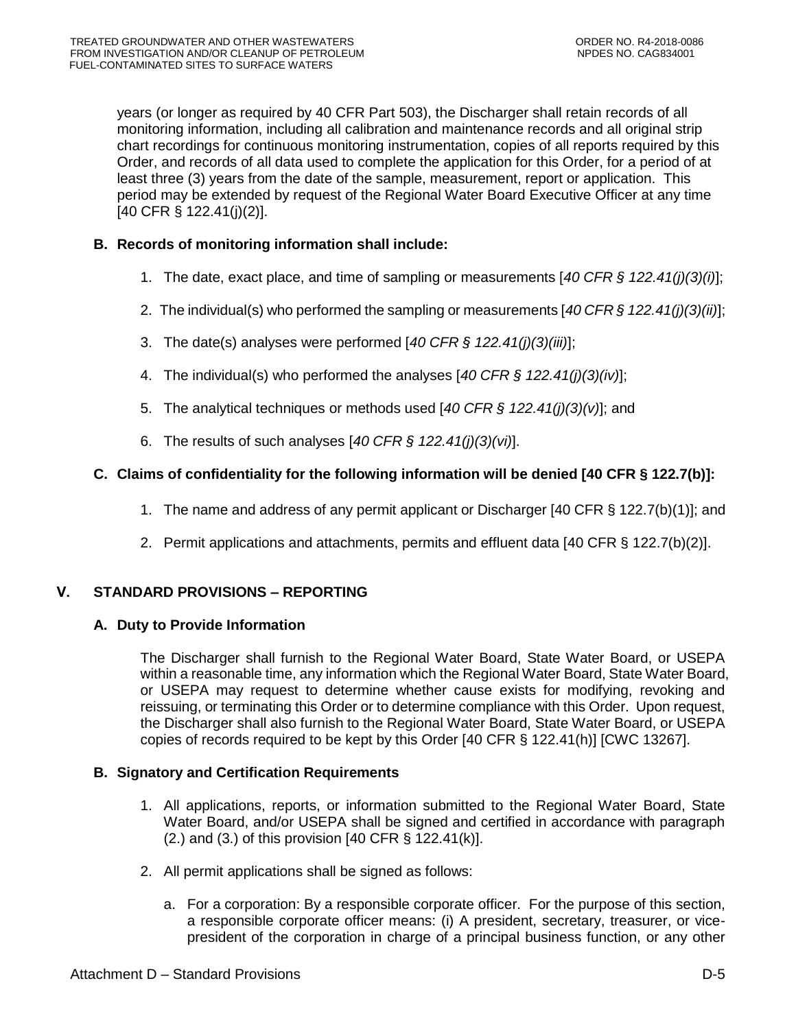years (or longer as required by 40 CFR Part 503), the Discharger shall retain records of all monitoring information, including all calibration and maintenance records and all original strip chart recordings for continuous monitoring instrumentation, copies of all reports required by this Order, and records of all data used to complete the application for this Order, for a period of at least three (3) years from the date of the sample, measurement, report or application. This period may be extended by request of the Regional Water Board Executive Officer at any time [40 CFR § 122.41(j)(2)].

### B. Records of monitoring information shall include:

1. The date, exact place, and time of sampling or measurements [*40 CFR § 122.41(j)(3)(i)*];
2. The individual(s) who performed the sampling or measurements [*40 CFR § 122.41(j)(3)(ii)*];
3. The date(s) analyses were performed [*40 CFR § 122.41(j)(3)(iii)*];
4. The individual(s) who performed the analyses [*40 CFR § 122.41(j)(3)(iv)*];
5. The analytical techniques or methods used [*40 CFR § 122.41(j)(3)(v)*]; and
6. The results of such analyses [*40 CFR § 122.41(j)(3)(vi)*].

### C. Claims of confidentiality for the following information will be denied [40 CFR § 122.7(b)]:

1. The name and address of any permit applicant or Discharger [40 CFR § 122.7(b)(1)]; and
2. Permit applications and attachments, permits and effluent data [40 CFR § 122.7(b)(2)].

## V. STANDARD PROVISIONS – REPORTING

### A. Duty to Provide Information

The Discharger shall furnish to the Regional Water Board, State Water Board, or USEPA within a reasonable time, any information which the Regional Water Board, State Water Board, or USEPA may request to determine whether cause exists for modifying, revoking and reissuing, or terminating this Order or to determine compliance with this Order. Upon request, the Discharger shall also furnish to the Regional Water Board, State Water Board, or USEPA copies of records required to be kept by this Order [40 CFR § 122.41(h)] [CWC 13267].

### B. Signatory and Certification Requirements

1. All applications, reports, or information submitted to the Regional Water Board, State Water Board, and/or USEPA shall be signed and certified in accordance with paragraph (2.) and (3.) of this provision [40 CFR § 122.41(k)].
2. All permit applications shall be signed as follows:
   a. For a corporation: By a responsible corporate officer. For the purpose of this section, a responsible corporate officer means: (i) A president, secretary, treasurer, or vice-president of the corporation in charge of a principal business function, or any other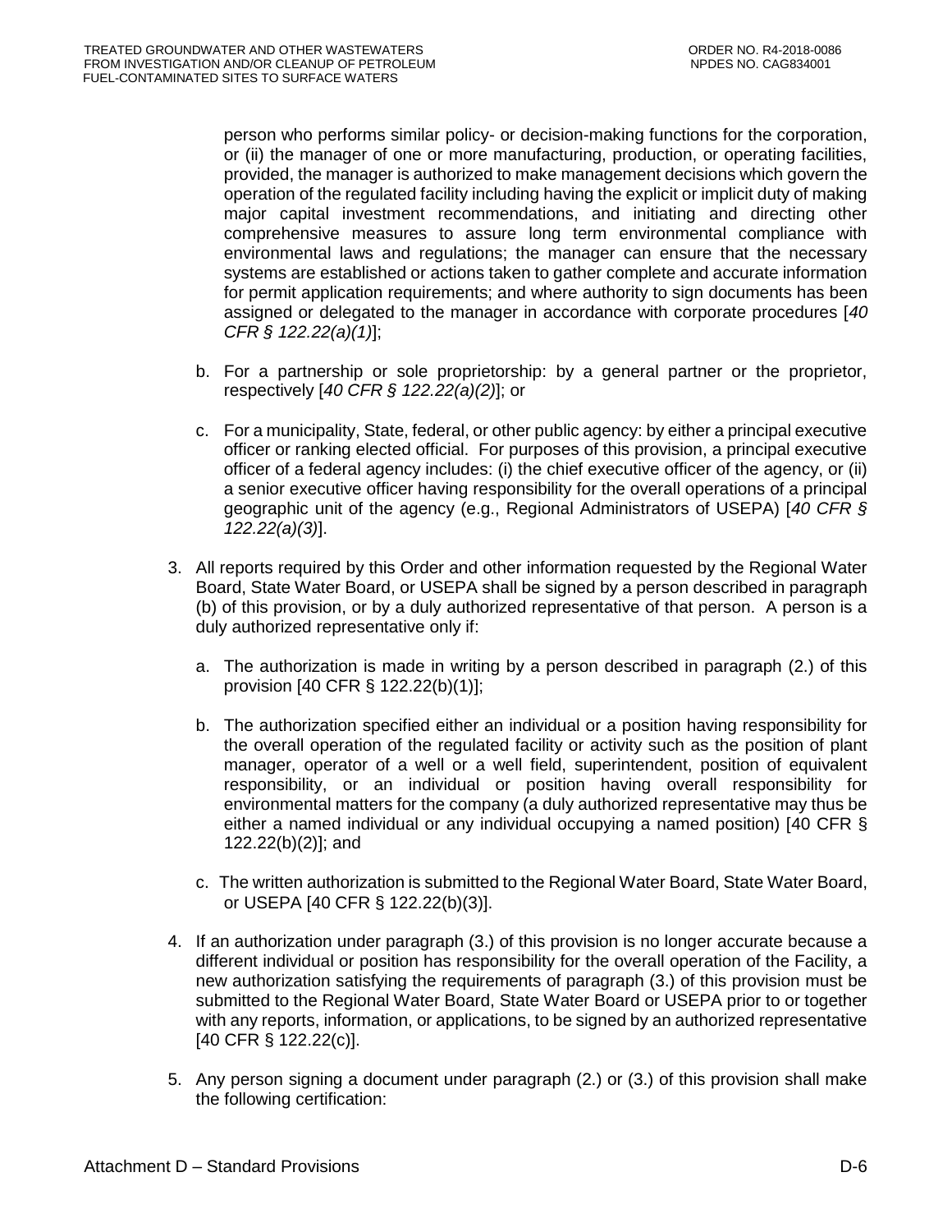person who performs similar policy- or decision-making functions for the corporation, or (ii) the manager of one or more manufacturing, production, or operating facilities, provided, the manager is authorized to make management decisions which govern the operation of the regulated facility including having the explicit or implicit duty of making major capital investment recommendations, and initiating and directing other comprehensive measures to assure long term environmental compliance with environmental laws and regulations; the manager can ensure that the necessary systems are established or actions taken to gather complete and accurate information for permit application requirements; and where authority to sign documents has been assigned or delegated to the manager in accordance with corporate procedures [*40 CFR § 122.22(a)(1)*];

b. For a partnership or sole proprietorship: by a general partner or the proprietor, respectively [*40 CFR § 122.22(a)(2)*]; or

c. For a municipality, State, federal, or other public agency: by either a principal executive officer or ranking elected official. For purposes of this provision, a principal executive officer of a federal agency includes: (i) the chief executive officer of the agency, or (ii) a senior executive officer having responsibility for the overall operations of a principal geographic unit of the agency (e.g., Regional Administrators of USEPA) [*40 CFR § 122.22(a)(3)*].

3. All reports required by this Order and other information requested by the Regional Water Board, State Water Board, or USEPA shall be signed by a person described in paragraph (b) of this provision, or by a duly authorized representative of that person. A person is a duly authorized representative only if:

   a. The authorization is made in writing by a person described in paragraph (2.) of this provision [40 CFR § 122.22(b)(1)];

   b. The authorization specified either an individual or a position having responsibility for the overall operation of the regulated facility or activity such as the position of equivalent plant manager, operator of a well or a well field, superintendent, position of equivalent responsibility, or an individual or position having overall responsibility for environmental matters for the company (a duly authorized representative may thus be either a named individual or any individual occupying a named position) [40 CFR § 122.22(b)(2)]; and

   c. The written authorization is submitted to the Regional Water Board, State Water Board, or USEPA [40 CFR § 122.22(b)(3)].

4. If an authorization under paragraph (3.) of this provision is no longer accurate because a different individual or position has responsibility for the overall operation of the Facility, a new authorization satisfying the requirements of paragraph (3.) of this provision must be submitted to the Regional Water Board, State Water Board or USEPA prior to or together with any reports, information, or applications, to be signed by an authorized representative [40 CFR § 122.22(c)].

5. Any person signing a document under paragraph (2.) or (3.) of this provision shall make the following certification: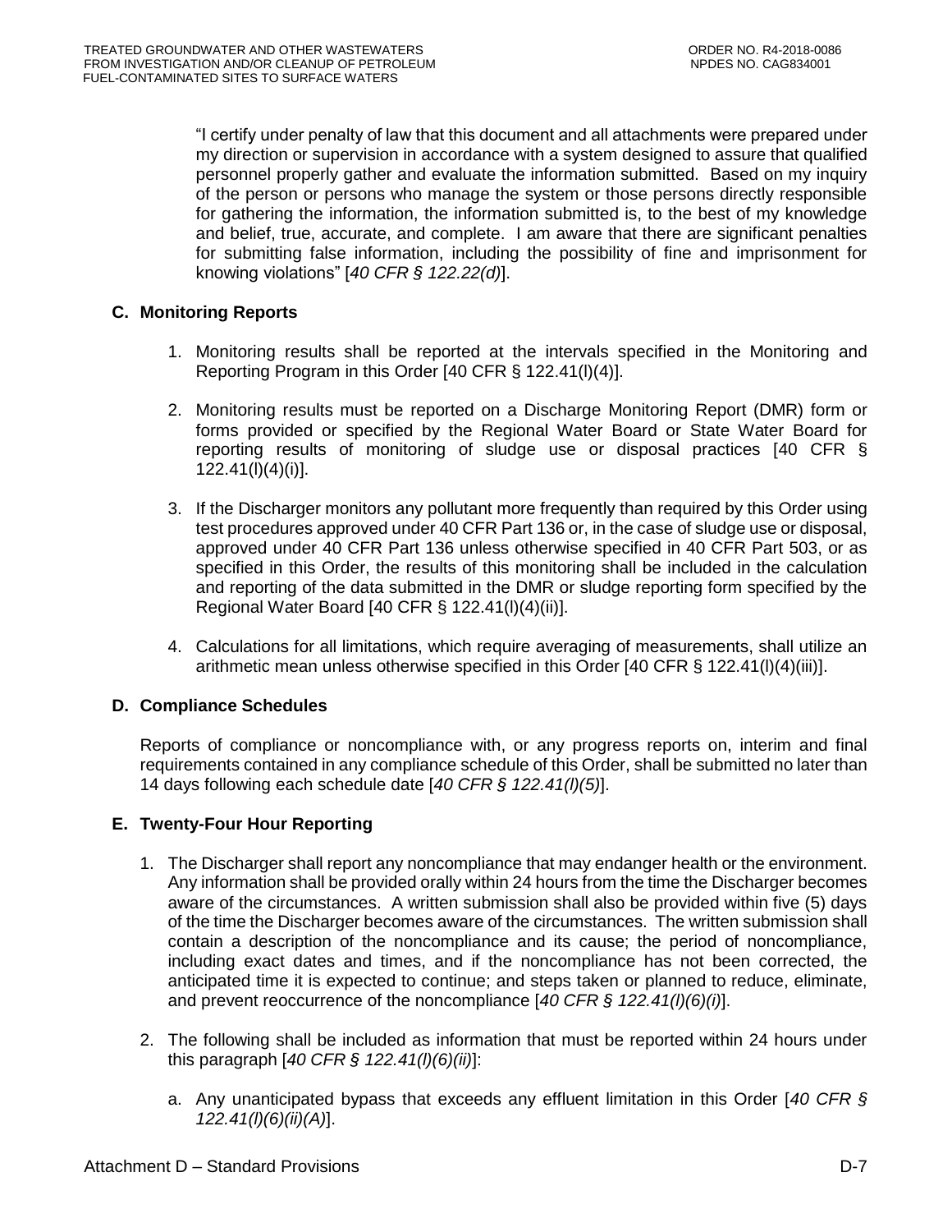"I certify under penalty of law that this document and all attachments were prepared under my direction or supervision in accordance with a system designed to assure that qualified personnel properly gather and evaluate the information submitted. Based on my inquiry of the person or persons who manage the system or those persons directly responsible for gathering the information, the information submitted is, to the best of my knowledge and belief, true, accurate, and complete. I am aware that there are significant penalties for submitting false information, including the possibility of fine and imprisonment for knowing violations" [*40 CFR § 122.22(d)*].

### C. Monitoring Reports

1. Monitoring results shall be reported at the intervals specified in the Monitoring and Reporting Program in this Order [40 CFR § 122.41(l)(4)].

2. Monitoring results must be reported on a Discharge Monitoring Report (DMR) form or forms provided or specified by the Regional Water Board or State Water Board for reporting results of monitoring of sludge use or disposal practices [40 CFR § 122.41(l)(4)(i)].

3. If the Discharger monitors any pollutant more frequently than required by this Order using test procedures approved under 40 CFR Part 136 or, in the case of sludge use or disposal, approved under 40 CFR Part 136 unless otherwise specified in 40 CFR Part 503, or as specified in this Order, the results of this monitoring shall be included in the calculation and reporting of the data submitted in the DMR or sludge reporting form specified by the Regional Water Board [40 CFR § 122.41(l)(4)(ii)].

4. Calculations for all limitations, which require averaging of measurements, shall utilize an arithmetic mean unless otherwise specified in this Order [40 CFR § 122.41(l)(4)(iii)].

### D. Compliance Schedules

Reports of compliance or noncompliance with, or any progress reports on, interim and final requirements contained in any compliance schedule of this Order, shall be submitted no later than 14 days following each schedule date [*40 CFR § 122.41(l)(5)*].

### E. Twenty-Four Hour Reporting

1. The Discharger shall report any noncompliance that may endanger health or the environment. Any information shall be provided orally within 24 hours from the time the Discharger becomes aware of the circumstances. A written submission shall also be provided within five (5) days of the time the Discharger becomes aware of the circumstances. The written submission shall contain a description of the noncompliance and its cause; the period of noncompliance, including exact dates and times, and if the noncompliance has not been corrected, the anticipated time it is expected to continue; and steps taken or planned to reduce, eliminate, and prevent reoccurrence of the noncompliance [*40 CFR § 122.41(l)(6)(i)*].

2. The following shall be included as information that must be reported within 24 hours under this paragraph [*40 CFR § 122.41(l)(6)(ii)*]:

   a. Any unanticipated bypass that exceeds any effluent limitation in this Order [*40 CFR § 122.41(l)(6)(ii)(A)*].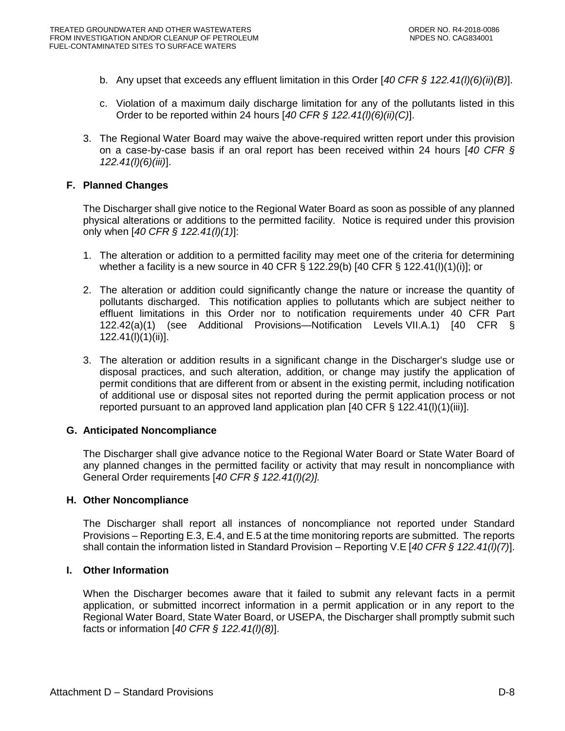b. Any upset that exceeds any effluent limitation in this Order [*40 CFR § 122.41(l)(6)(ii)(B)*].

c. Violation of a maximum daily discharge limitation for any of the pollutants listed in this Order to be reported within 24 hours [*40 CFR § 122.41(l)(6)(ii)(C)*].

3. The Regional Water Board may waive the above-required written report under this provision on a case-by-case basis if an oral report has been received within 24 hours [*40 CFR § 122.41(l)(6)(iii)*].

### F. Planned Changes

The Discharger shall give notice to the Regional Water Board as soon as possible of any planned physical alterations or additions to the permitted facility. Notice is required under this provision only when [*40 CFR § 122.41(l)(1)*]:

1. The alteration or addition to a permitted facility may meet one of the criteria for determining whether a facility is a new source in 40 CFR § 122.29(b) [40 CFR § 122.41(l)(1)(i)]; or

2. The alteration or addition could significantly change the nature or increase the quantity of pollutants discharged. This notification applies to pollutants which are subject neither to effluent limitations in this Order nor to notification requirements under 40 CFR Part 122.42(a)(1) (see Additional Provisions—Notification Levels VII.A.1) [40 CFR § 122.41(l)(1)(ii)].

3. The alteration or addition results in a significant change in the Discharger's sludge use or disposal practices, and such alteration, addition, or change may justify the application of permit conditions that are different from or absent in the existing permit, including notification of additional use or disposal sites not reported during the permit application process or not reported pursuant to an approved land application plan [40 CFR § 122.41(l)(1)(iii)].

### G. Anticipated Noncompliance

The Discharger shall give advance notice to the Regional Water Board or State Water Board of any planned changes in the permitted facility or activity that may result in noncompliance with General Order requirements [*40 CFR § 122.41(l)(2)].*

### H. Other Noncompliance

The Discharger shall report all instances of noncompliance not reported under Standard Provisions – Reporting E.3, E.4, and E.5 at the time monitoring reports are submitted. The reports shall contain the information listed in Standard Provision – Reporting V.E [*40 CFR § 122.41(l)(7)*].

### I. Other Information

When the Discharger becomes aware that it failed to submit any relevant facts in a permit application, or submitted incorrect information in a permit application or in any report to the Regional Water Board, State Water Board, or USEPA, the Discharger shall promptly submit such facts or information [*40 CFR § 122.41(l)(8)*].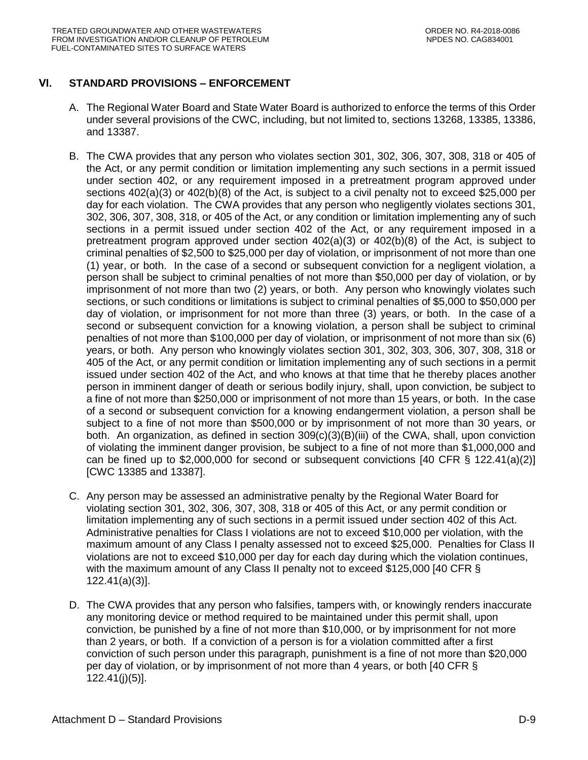## VI. STANDARD PROVISIONS – ENFORCEMENT

A. The Regional Water Board and State Water Board is authorized to enforce the terms of this Order under several provisions of the CWC, including, but not limited to, sections 13268, 13385, 13386, and 13387.

B. The CWA provides that any person who violates section 301, 302, 306, 307, 308, 318 or 405 of the Act, or any permit condition or limitation implementing any such sections in a permit issued under section 402, or any requirement imposed in a pretreatment program approved under sections 402(a)(3) or 402(b)(8) of the Act, is subject to a civil penalty not to exceed $25,000 per day for each violation. The CWA provides that any person who negligently violates sections 301, 302, 306, 307, 308, 318, or 405 of the Act, or any condition or limitation implementing any of such sections in a permit issued under section 402 of the Act, or any requirement imposed in a pretreatment program approved under section 402(a)(3) or 402(b)(8) of the Act, is subject to criminal penalties of $2,500 to $25,000 per day of violation, or imprisonment of not more than one (1) year, or both. In the case of a second or subsequent conviction for a negligent violation, a person shall be subject to criminal penalties of not more than $50,000 per day of violation, or by imprisonment of not more than two (2) years, or both. Any person who knowingly violates such sections, or such conditions or limitations is subject to criminal penalties of $5,000 to $50,000 per day of violation, or imprisonment for not more than three (3) years, or both. In the case of a second or subsequent conviction for a knowing violation, a person shall be subject to criminal penalties of not more than $100,000 per day of violation, or imprisonment of not more than six (6) years, or both. Any person who knowingly violates section 301, 302, 303, 306, 307, 308, 318 or 405 of the Act, or any permit condition or limitation implementing any of such sections in a permit issued under section 402 of the Act, and who knows at that time that he thereby places another person in imminent danger of death or serious bodily injury, shall, upon conviction, be subject to a fine of not more than $250,000 or imprisonment of not more than 15 years, or both. In the case of a second or subsequent conviction for a knowing endangerment violation, a person shall be subject to a fine of not more than $500,000 or by imprisonment of not more than 30 years, or both. An organization, as defined in section 309(c)(3)(B)(iii) of the CWA, shall, upon conviction of violating the imminent danger provision, be subject to a fine of not more than $1,000,000 and can be fined up to $2,000,000 for second or subsequent convictions [40 CFR § 122.41(a)(2)] [CWC 13385 and 13387].

C. Any person may be assessed an administrative penalty by the Regional Water Board for violating section 301, 302, 306, 307, 308, 318 or 405 of this Act, or any permit condition or limitation implementing any of such sections in a permit issued under section 402 of this Act. Administrative penalties for Class I violations are not to exceed $10,000 per violation, with the maximum amount of any Class I penalty assessed not to exceed $25,000. Penalties for Class II violations are not to exceed $10,000 per day for each day during which the violation continues, with the maximum amount of any Class II penalty not to exceed $125,000 [40 CFR § 122.41(a)(3)].

D. The CWA provides that any person who falsifies, tampers with, or knowingly renders inaccurate any monitoring device or method required to be maintained under this permit shall, upon conviction, be punished by a fine of not more than $10,000, or by imprisonment for not more than 2 years, or both. If a conviction of a person is for a violation committed after a first conviction of such person under this paragraph, punishment is a fine of not more than $20,000 per day of violation, or by imprisonment of not more than 4 years, or both [40 CFR § 122.41(j)(5)].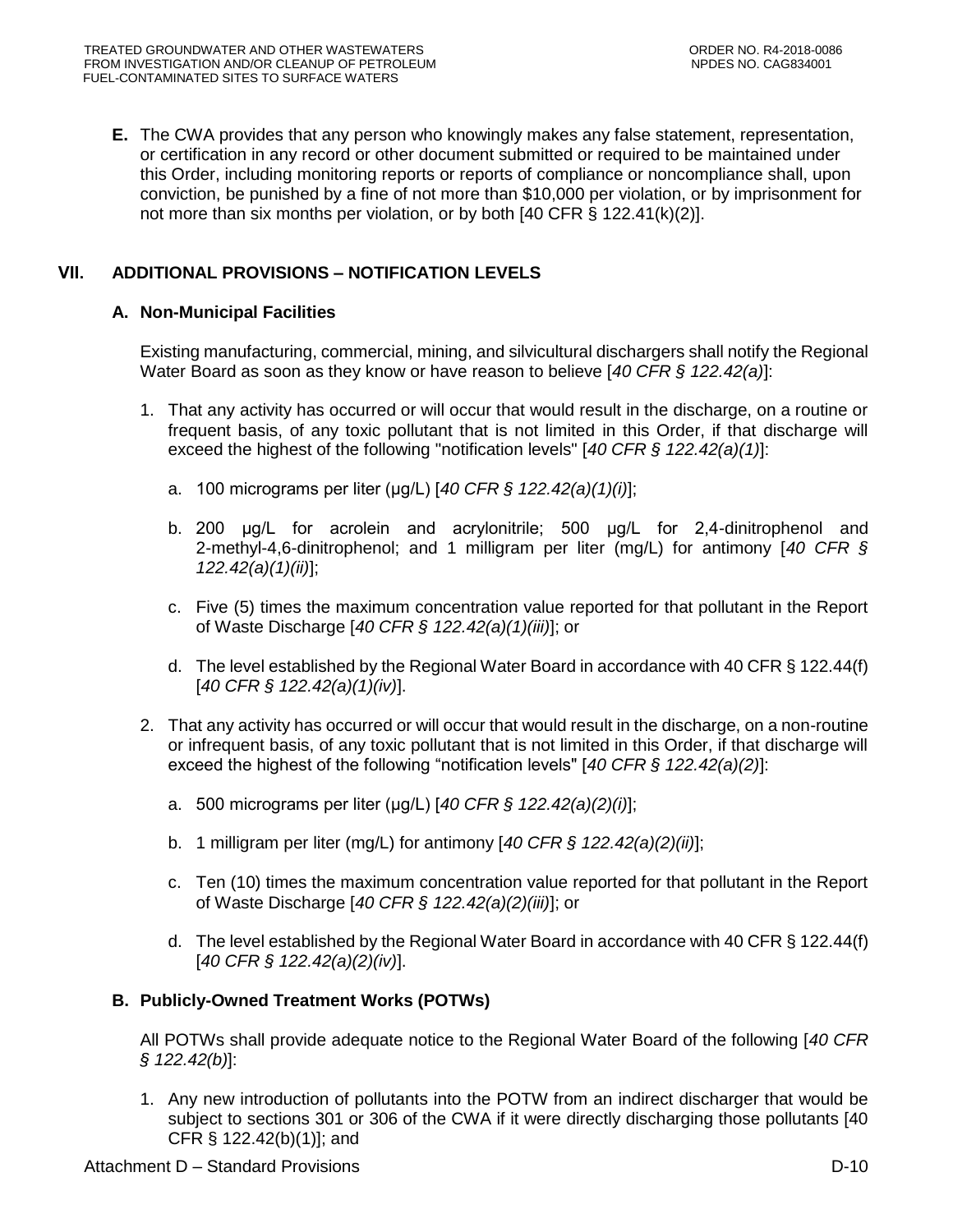**E.** The CWA provides that any person who knowingly makes any false statement, representation, or certification in any record or other document submitted or required to be maintained under this Order, including monitoring reports or reports of compliance or noncompliance shall, upon conviction, be punished by a fine of not more than $10,000 per violation, or by imprisonment for not more than six months per violation, or by both [40 CFR § 122.41(k)(2)].

## VII. ADDITIONAL PROVISIONS – NOTIFICATION LEVELS

### A. Non-Municipal Facilities

Existing manufacturing, commercial, mining, and silvicultural dischargers shall notify the Regional Water Board as soon as they know or have reason to believe [*40 CFR § 122.42(a)*]:

1. That any activity has occurred or will occur that would result in the discharge, on a routine or frequent basis, of any toxic pollutant that is not limited in this Order, if that discharge will exceed the highest of the following "notification levels" [*40 CFR § 122.42(a)(1)*]:

   a. 100 micrograms per liter (µg/L) [*40 CFR § 122.42(a)(1)(i)*];

   b. 200 µg/L for acrolein and acrylonitrile; 500 µg/L for 2,4-dinitrophenol and 2-methyl-4,6-dinitrophenol; and 1 milligram per liter (mg/L) for antimony [*40 CFR § 122.42(a)(1)(ii)*];

   c. Five (5) times the maximum concentration value reported for that pollutant in the Report of Waste Discharge [*40 CFR § 122.42(a)(1)(iii)*]; or

   d. The level established by the Regional Water Board in accordance with 40 CFR § 122.44(f) [*40 CFR § 122.42(a)(1)(iv)*].

2. That any activity has occurred or will occur that would result in the discharge, on a non-routine or infrequent basis, of any toxic pollutant that is not limited in this Order, if that discharge will exceed the highest of the following "notification levels" [*40 CFR § 122.42(a)(2)*]:

   a. 500 micrograms per liter (µg/L) [*40 CFR § 122.42(a)(2)(i)*];

   b. 1 milligram per liter (mg/L) for antimony [*40 CFR § 122.42(a)(2)(ii)*];

   c. Ten (10) times the maximum concentration value reported for that pollutant in the Report of Waste Discharge [*40 CFR § 122.42(a)(2)(iii)*]; or

   d. The level established by the Regional Water Board in accordance with 40 CFR § 122.44(f) [*40 CFR § 122.42(a)(2)(iv)*].

### B. Publicly-Owned Treatment Works (POTWs)

All POTWs shall provide adequate notice to the Regional Water Board of the following [*40 CFR § 122.42(b)*]:

1. Any new introduction of pollutants into the POTW from an indirect discharger that would be subject to sections 301 or 306 of the CWA if it were directly discharging those pollutants [40 CFR § 122.42(b)(1)]; and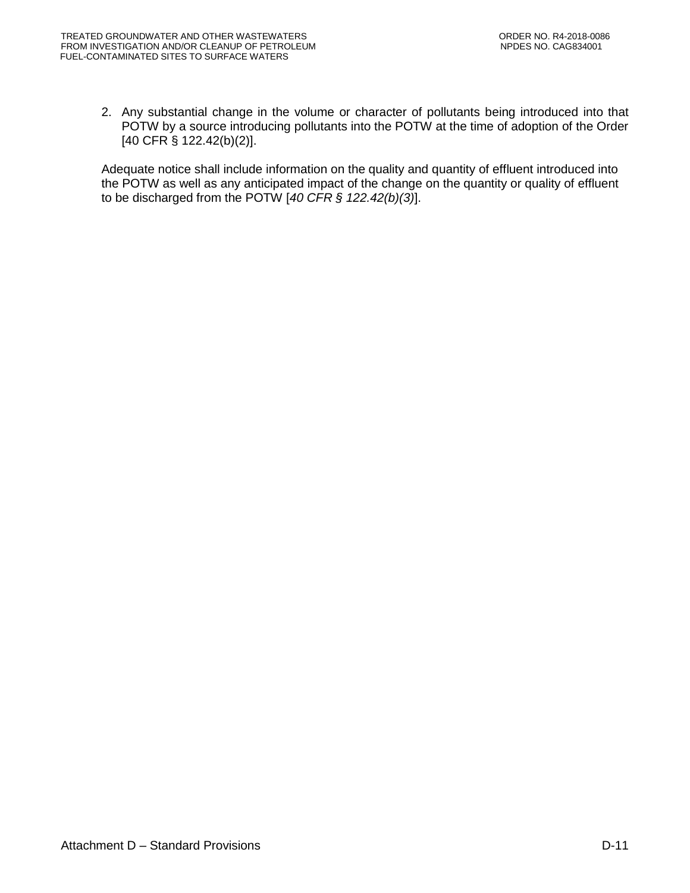2. Any substantial change in the volume or character of pollutants being introduced into that POTW by a source introducing pollutants into the POTW at the time of adoption of the Order [40 CFR § 122.42(b)(2)].

Adequate notice shall include information on the quality and quantity of effluent introduced into the POTW as well as any anticipated impact of the change on the quantity or quality of effluent to be discharged from the POTW [*40 CFR § 122.42(b)(3)*].